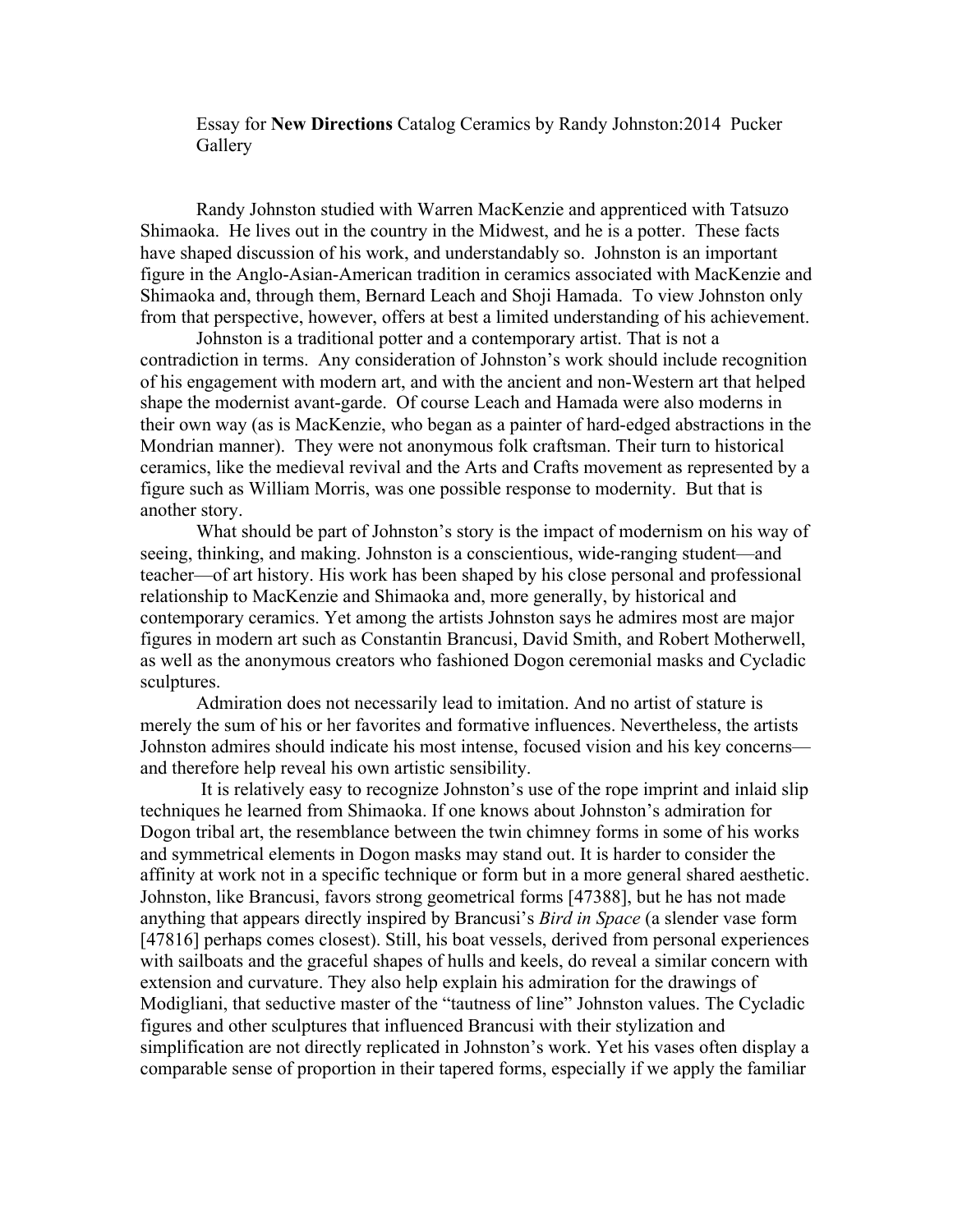Essay for **New Directions** Catalog Ceramics by Randy Johnston:2014 Pucker Gallery

Randy Johnston studied with Warren MacKenzie and apprenticed with Tatsuzo Shimaoka. He lives out in the country in the Midwest, and he is a potter. These facts have shaped discussion of his work, and understandably so. Johnston is an important figure in the Anglo-Asian-American tradition in ceramics associated with MacKenzie and Shimaoka and, through them, Bernard Leach and Shoji Hamada. To view Johnston only from that perspective, however, offers at best a limited understanding of his achievement.

Johnston is a traditional potter and a contemporary artist. That is not a contradiction in terms. Any consideration of Johnston's work should include recognition of his engagement with modern art, and with the ancient and non-Western art that helped shape the modernist avant-garde. Of course Leach and Hamada were also moderns in their own way (as is MacKenzie, who began as a painter of hard-edged abstractions in the Mondrian manner). They were not anonymous folk craftsman. Their turn to historical ceramics, like the medieval revival and the Arts and Crafts movement as represented by a figure such as William Morris, was one possible response to modernity. But that is another story.

What should be part of Johnston's story is the impact of modernism on his way of seeing, thinking, and making. Johnston is a conscientious, wide-ranging student—and teacher—of art history. His work has been shaped by his close personal and professional relationship to MacKenzie and Shimaoka and, more generally, by historical and contemporary ceramics. Yet among the artists Johnston says he admires most are major figures in modern art such as Constantin Brancusi, David Smith, and Robert Motherwell, as well as the anonymous creators who fashioned Dogon ceremonial masks and Cycladic sculptures.

Admiration does not necessarily lead to imitation. And no artist of stature is merely the sum of his or her favorites and formative influences. Nevertheless, the artists Johnston admires should indicate his most intense, focused vision and his key concerns—and therefore help reveal his own artistic sensibility.

It is relatively easy to recognize Johnston's use of the rope imprint and inlaid slip techniques he learned from Shimaoka. If one knows about Johnston's admiration for Dogon tribal art, the resemblance between the twin chimney forms in some of his works and symmetrical elements in Dogon masks may stand out. It is harder to consider the affinity at work not in a specific technique or form but in a more general shared aesthetic. Johnston, like Brancusi, favors strong geometrical forms [47388], but he has not made anything that appears directly inspired by Brancusi's *Bird in Space* (a slender vase form [47816] perhaps comes closest). Still, his boat vessels, derived from personal experiences with sailboats and the graceful shapes of hulls and keels, do reveal a similar concern with extension and curvature. They also help explain his admiration for the drawings of Modigliani, that seductive master of the "tautness of line" Johnston values. The Cycladic figures and other sculptures that influenced Brancusi with their stylization and simplification are not directly replicated in Johnston's work. Yet his vases often display a comparable sense of proportion in their tapered forms, especially if we apply the familiar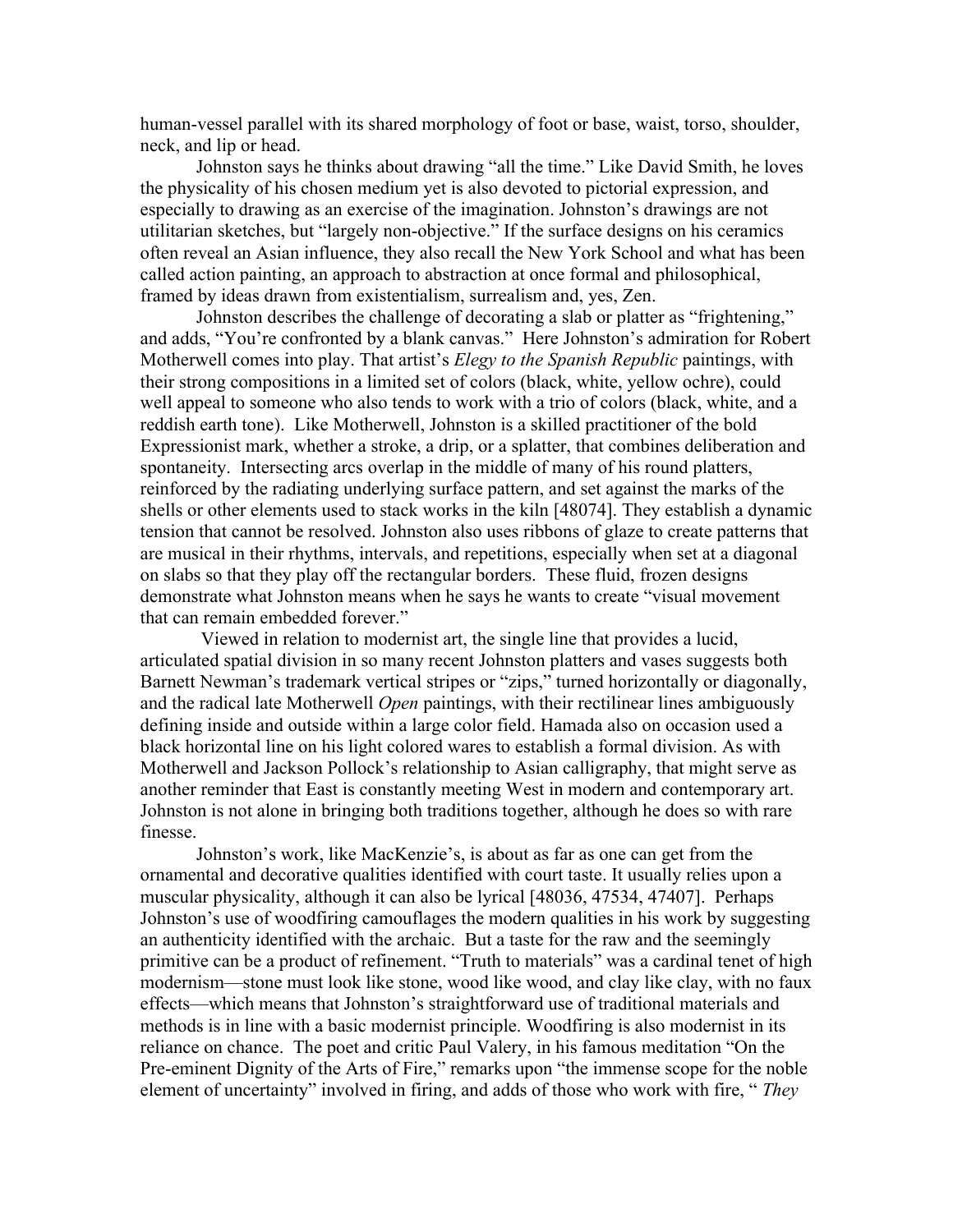human-vessel parallel with its shared morphology of foot or base, waist, torso, shoulder, neck, and lip or head.

Johnston says he thinks about drawing "all the time." Like David Smith, he loves the physicality of his chosen medium yet is also devoted to pictorial expression, and especially to drawing as an exercise of the imagination. Johnston's drawings are not utilitarian sketches, but "largely non-objective." If the surface designs on his ceramics often reveal an Asian influence, they also recall the New York School and what has been called action painting, an approach to abstraction at once formal and philosophical, framed by ideas drawn from existentialism, surrealism and, yes, Zen.

Johnston describes the challenge of decorating a slab or platter as "frightening," and adds, "You're confronted by a blank canvas." Here Johnston's admiration for Robert Motherwell comes into play. That artist's *Elegy to the Spanish Republic* paintings, with their strong compositions in a limited set of colors (black, white, yellow ochre), could well appeal to someone who also tends to work with a trio of colors (black, white, and a reddish earth tone). Like Motherwell, Johnston is a skilled practitioner of the bold Expressionist mark, whether a stroke, a drip, or a splatter, that combines deliberation and spontaneity. Intersecting arcs overlap in the middle of many of his round platters, reinforced by the radiating underlying surface pattern, and set against the marks of the shells or other elements used to stack works in the kiln [48074]. They establish a dynamic tension that cannot be resolved. Johnston also uses ribbons of glaze to create patterns that are musical in their rhythms, intervals, and repetitions, especially when set at a diagonal on slabs so that they play off the rectangular borders. These fluid, frozen designs demonstrate what Johnston means when he says he wants to create "visual movement that can remain embedded forever."

Viewed in relation to modernist art, the single line that provides a lucid, articulated spatial division in so many recent Johnston platters and vases suggests both Barnett Newman's trademark vertical stripes or "zips," turned horizontally or diagonally, and the radical late Motherwell *Open* paintings, with their rectilinear lines ambiguously defining inside and outside within a large color field. Hamada also on occasion used a black horizontal line on his light colored wares to establish a formal division. As with Motherwell and Jackson Pollock's relationship to Asian calligraphy, that might serve as another reminder that East is constantly meeting West in modern and contemporary art. Johnston is not alone in bringing both traditions together, although he does so with rare finesse.

Johnston's work, like MacKenzie's, is about as far as one can get from the ornamental and decorative qualities identified with court taste. It usually relies upon a muscular physicality, although it can also be lyrical [48036, 47534, 47407]. Perhaps Johnston's use of woodfiring camouflages the modern qualities in his work by suggesting an authenticity identified with the archaic. But a taste for the raw and the seemingly primitive can be a product of refinement. "Truth to materials" was a cardinal tenet of high modernism—stone must look like stone, wood like wood, and clay like clay, with no faux effects—which means that Johnston's straightforward use of traditional materials and methods is in line with a basic modernist principle. Woodfiring is also modernist in its reliance on chance. The poet and critic Paul Valery, in his famous meditation "On the Pre-eminent Dignity of the Arts of Fire," remarks upon "the immense scope for the noble element of uncertainty" involved in firing, and adds of those who work with fire, " *They*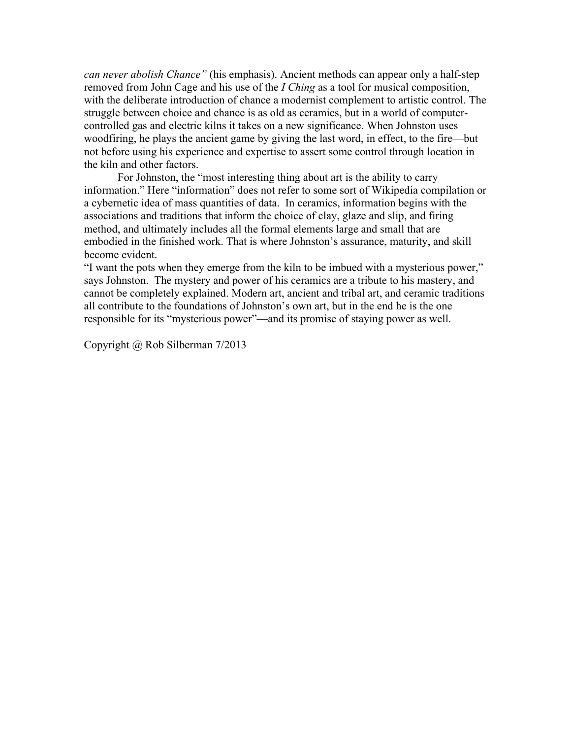*can never abolish Chance"* (his emphasis). Ancient methods can appear only a half-step removed from John Cage and his use of the *I Ching* as a tool for musical composition, with the deliberate introduction of chance a modernist complement to artistic control. The struggle between choice and chance is as old as ceramics, but in a world of computer-controlled gas and electric kilns it takes on a new significance. When Johnston uses woodfiring, he plays the ancient game by giving the last word, in effect, to the fire—but not before using his experience and expertise to assert some control through location in the kiln and other factors.

For Johnston, the "most interesting thing about art is the ability to carry information." Here "information" does not refer to some sort of Wikipedia compilation or a cybernetic idea of mass quantities of data. In ceramics, information begins with the associations and traditions that inform the choice of clay, glaze and slip, and firing method, and ultimately includes all the formal elements large and small that are embodied in the finished work. That is where Johnston's assurance, maturity, and skill become evident.

"I want the pots when they emerge from the kiln to be imbued with a mysterious power," says Johnston. The mystery and power of his ceramics are a tribute to his mastery, and cannot be completely explained. Modern art, ancient and tribal art, and ceramic traditions all contribute to the foundations of Johnston's own art, but in the end he is the one responsible for its "mysterious power"—and its promise of staying power as well.

Copyright @ Rob Silberman 7/2013